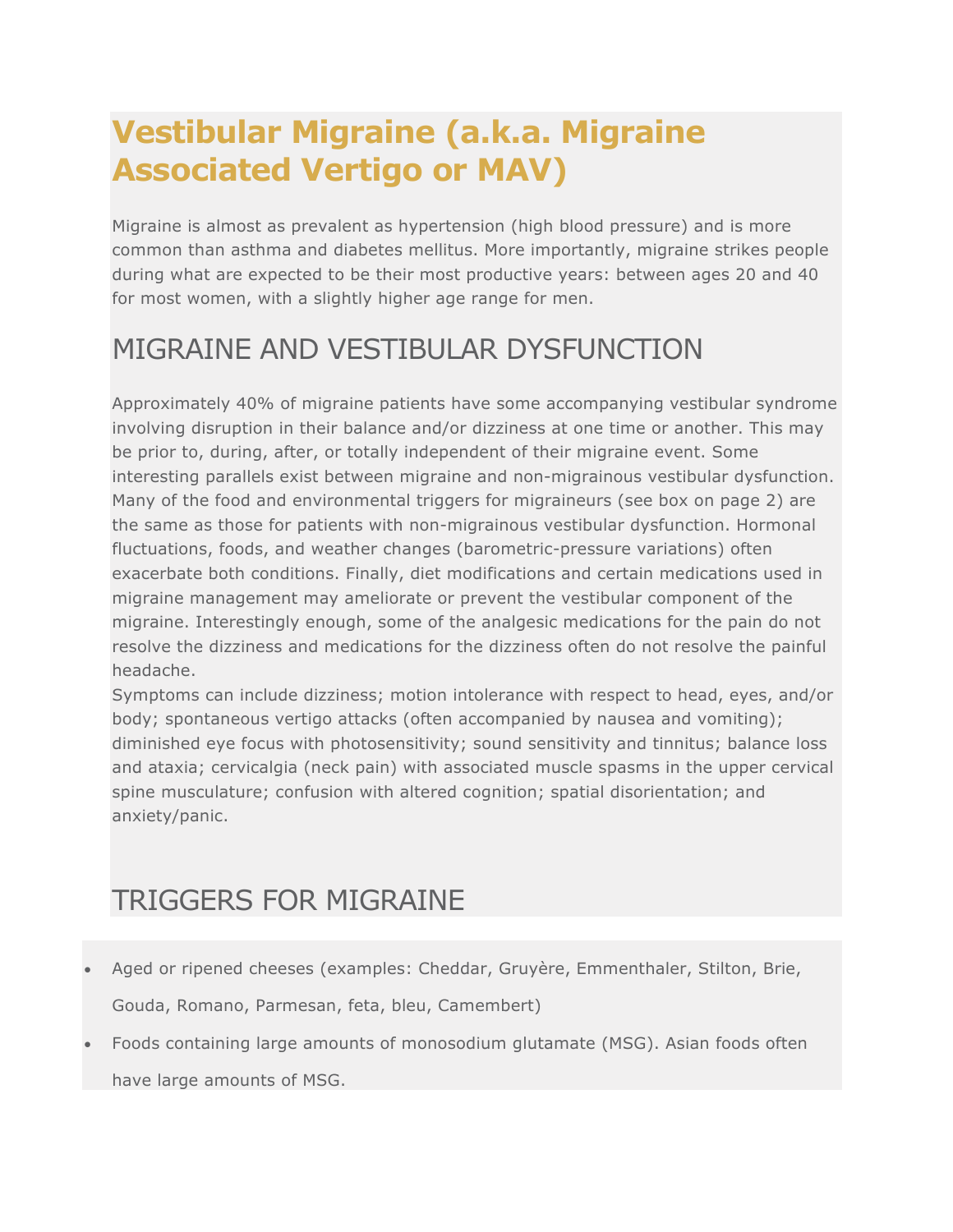# Vestibular Migraine (a.k.a. Migraine Associated Vertigo or MAV)

Migraine is almost as prevalent as hypertension (high blood pressure) and is more common than asthma and diabetes mellitus. More importantly, migraine strikes people during what are expected to be their most productive years: between ages 20 and 40 for most women, with a slightly higher age range for men.

## MIGRAINE AND VESTIBULAR DYSFUNCTION

Approximately 40% of migraine patients have some accompanying vestibular syndrome involving disruption in their balance and/or dizziness at one time or another. This may be prior to, during, after, or totally independent of their migraine event. Some interesting parallels exist between migraine and non-migrainous vestibular dysfunction. Many of the food and environmental triggers for migraineurs (see box on page 2) are the same as those for patients with non-migrainous vestibular dysfunction. Hormonal fluctuations, foods, and weather changes (barometric-pressure variations) often exacerbate both conditions. Finally, diet modifications and certain medications used in migraine management may ameliorate or prevent the vestibular component of the migraine. Interestingly enough, some of the analgesic medications for the pain do not resolve the dizziness and medications for the dizziness often do not resolve the painful headache.

Symptoms can include dizziness; motion intolerance with respect to head, eyes, and/or body; spontaneous vertigo attacks (often accompanied by nausea and vomiting); diminished eye focus with photosensitivity; sound sensitivity and tinnitus; balance loss and ataxia; cervicalgia (neck pain) with associated muscle spasms in the upper cervical spine musculature; confusion with altered cognition; spatial disorientation; and anxiety/panic.

## TRIGGERS FOR MIGRAINE

- Aged or ripened cheeses (examples: Cheddar, Gruyère, Emmenthaler, Stilton, Brie, Gouda, Romano, Parmesan, feta, bleu, Camembert)
- Foods containing large amounts of monosodium glutamate (MSG). Asian foods often have large amounts of MSG.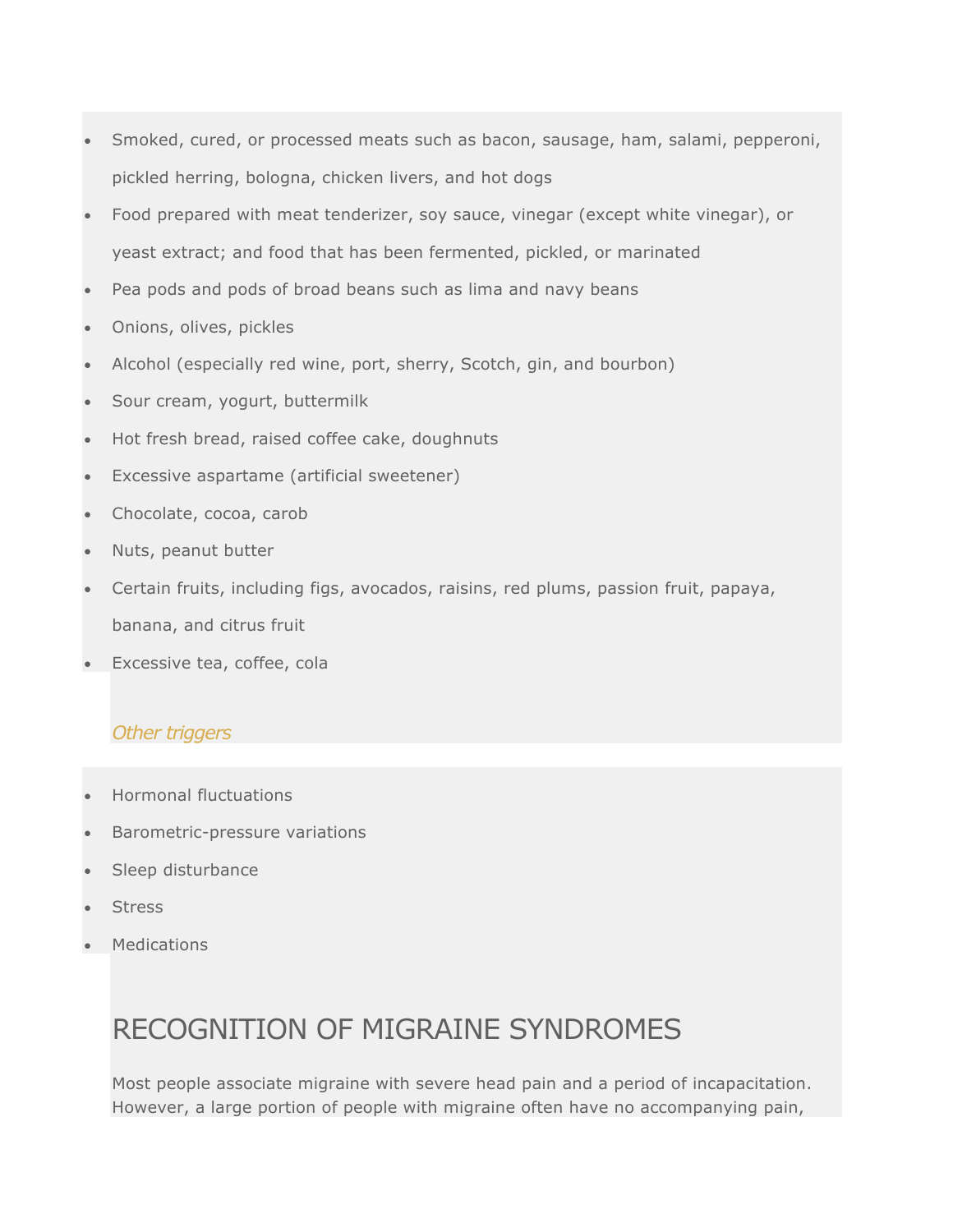- Smoked, cured, or processed meats such as bacon, sausage, ham, salami, pepperoni, pickled herring, bologna, chicken livers, and hot dogs
- Food prepared with meat tenderizer, soy sauce, vinegar (except white vinegar), or yeast extract; and food that has been fermented, pickled, or marinated
- Pea pods and pods of broad beans such as lima and navy beans
- Onions, olives, pickles
- Alcohol (especially red wine, port, sherry, Scotch, gin, and bourbon)
- Sour cream, yogurt, buttermilk
- Hot fresh bread, raised coffee cake, doughnuts
- Excessive aspartame (artificial sweetener)
- Chocolate, cocoa, carob
- Nuts, peanut butter
- Certain fruits, including figs, avocados, raisins, red plums, passion fruit, papaya, banana, and citrus fruit
- Excessive tea, coffee, cola

### *Other triggers*

- Hormonal fluctuations
- Barometric-pressure variations
- Sleep disturbance
- Stress
- Medications

# RECOGNITION OF MIGRAINE SYNDROMES

Most people associate migraine with severe head pain and a period of incapacitation. However, a large portion of people with migraine often have no accompanying pain,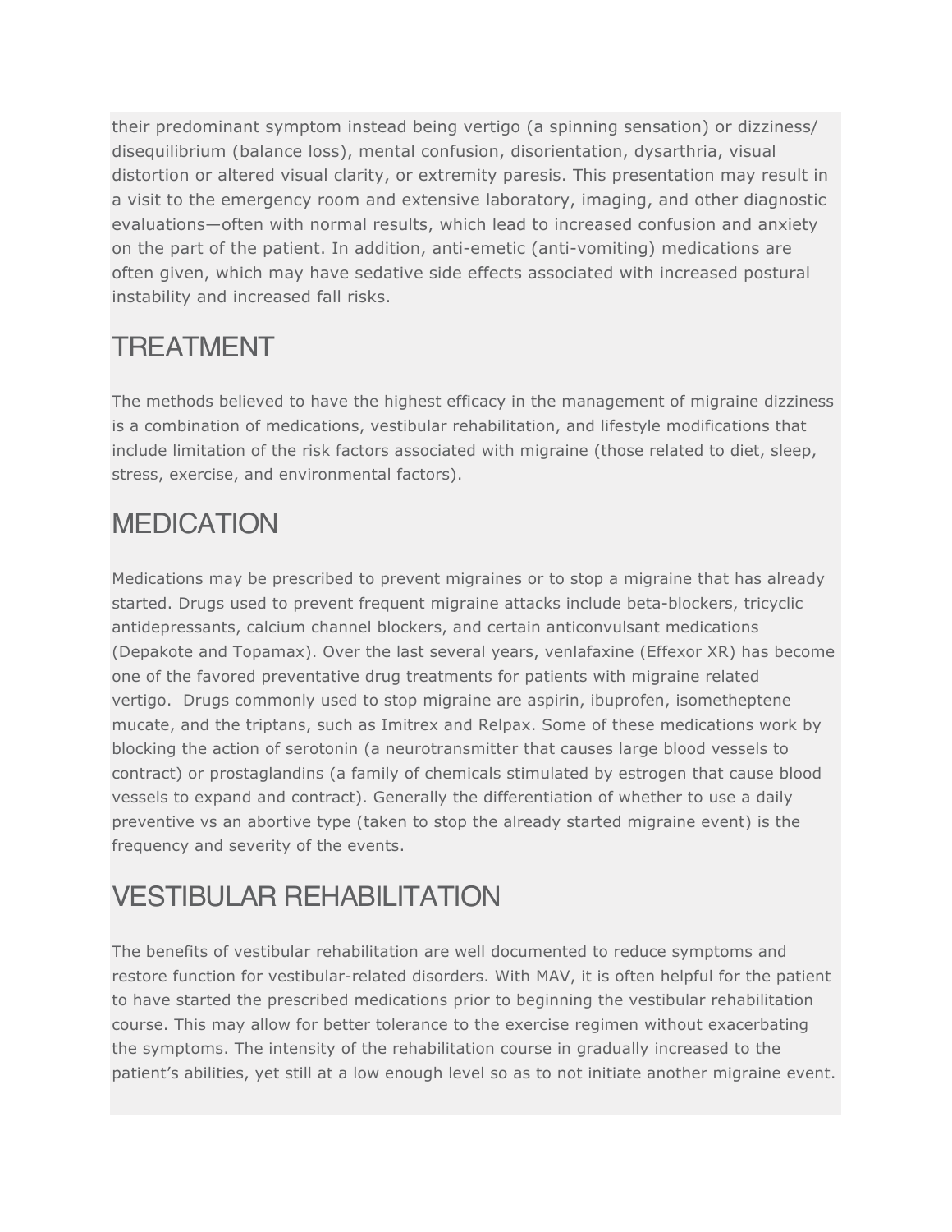their predominant symptom instead being vertigo (a spinning sensation) or dizziness/ disequilibrium (balance loss), mental confusion, disorientation, dysarthria, visual distortion or altered visual clarity, or extremity paresis. This presentation may result in a visit to the emergency room and extensive laboratory, imaging, and other diagnostic evaluations—often with normal results, which lead to increased confusion and anxiety on the part of the patient. In addition, anti-emetic (anti-vomiting) medications are often given, which may have sedative side effects associated with increased postural instability and increased fall risks.

## TREATMENT

The methods believed to have the highest efficacy in the management of migraine dizziness is a combination of medications, vestibular rehabilitation, and lifestyle modifications that include limitation of the risk factors associated with migraine (those related to diet, sleep, stress, exercise, and environmental factors).

## MEDICATION

Medications may be prescribed to prevent migraines or to stop a migraine that has already started. Drugs used to prevent frequent migraine attacks include beta-blockers, tricyclic antidepressants, calcium channel blockers, and certain anticonvulsant medications (Depakote and Topamax). Over the last several years, venlafaxine (Effexor XR) has become one of the favored preventative drug treatments for patients with migraine related vertigo. Drugs commonly used to stop migraine are aspirin, ibuprofen, isometheptene mucate, and the triptans, such as Imitrex and Relpax. Some of these medications work by blocking the action of serotonin (a neurotransmitter that causes large blood vessels to contract) or prostaglandins (a family of chemicals stimulated by estrogen that cause blood vessels to expand and contract). Generally the differentiation of whether to use a daily preventive vs an abortive type (taken to stop the already started migraine event) is the frequency and severity of the events.

## VESTIBULAR REHABILITATION

The benefits of vestibular rehabilitation are well documented to reduce symptoms and restore function for vestibular-related disorders. With MAV, it is often helpful for the patient to have started the prescribed medications prior to beginning the vestibular rehabilitation course. This may allow for better tolerance to the exercise regimen without exacerbating the symptoms. The intensity of the rehabilitation course in gradually increased to the patient's abilities, yet still at a low enough level so as to not initiate another migraine event.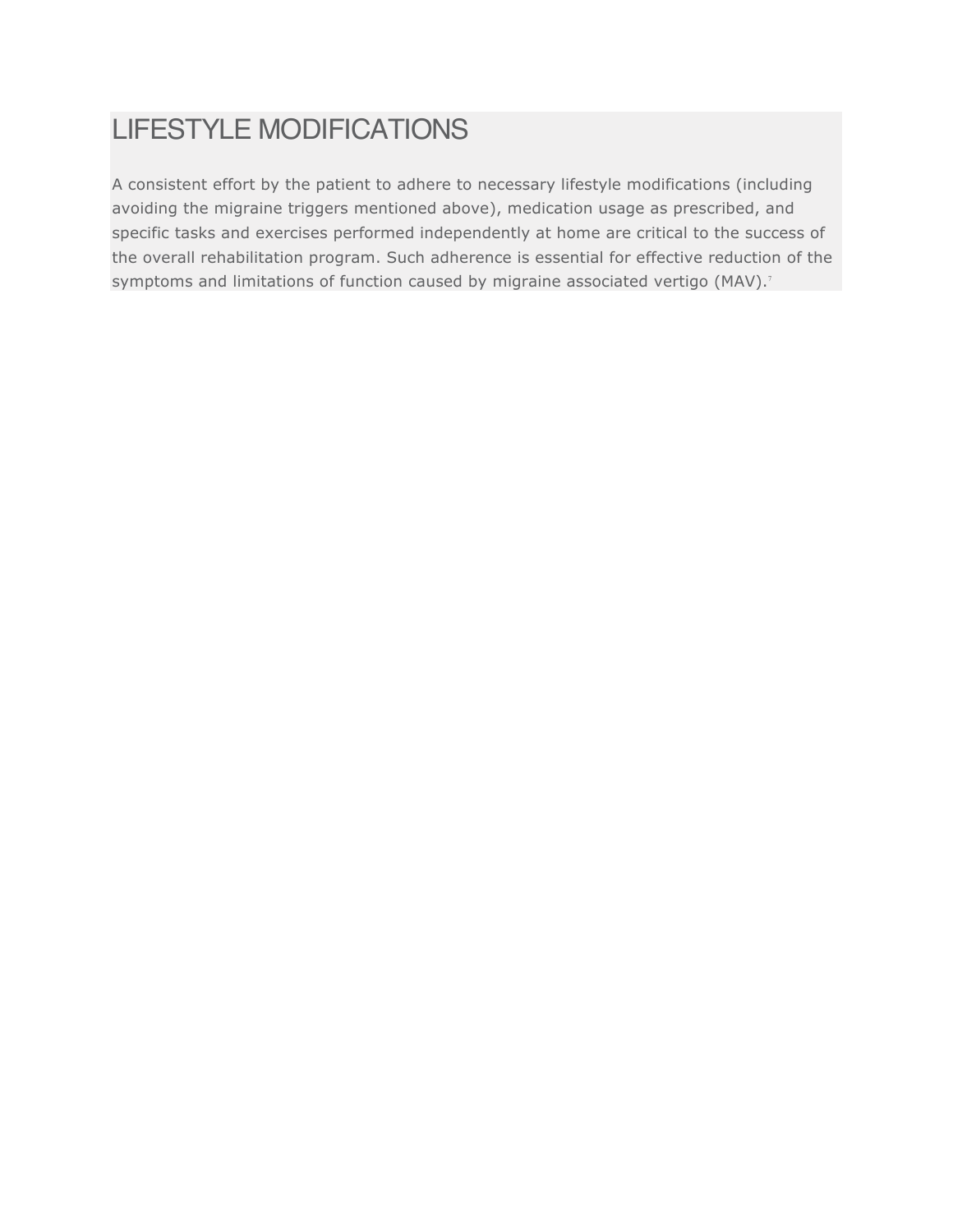# LIFESTYLE MODIFICATIONS

A consistent effort by the patient to adhere to necessary lifestyle modifications (including avoiding the migraine triggers mentioned above), medication usage as prescribed, and specific tasks and exercises performed independently at home are critical to the success of the overall rehabilitation program. Such adherence is essential for effective reduction of the symptoms and limitations of function caused by migraine associated vertigo (MAV).[7]